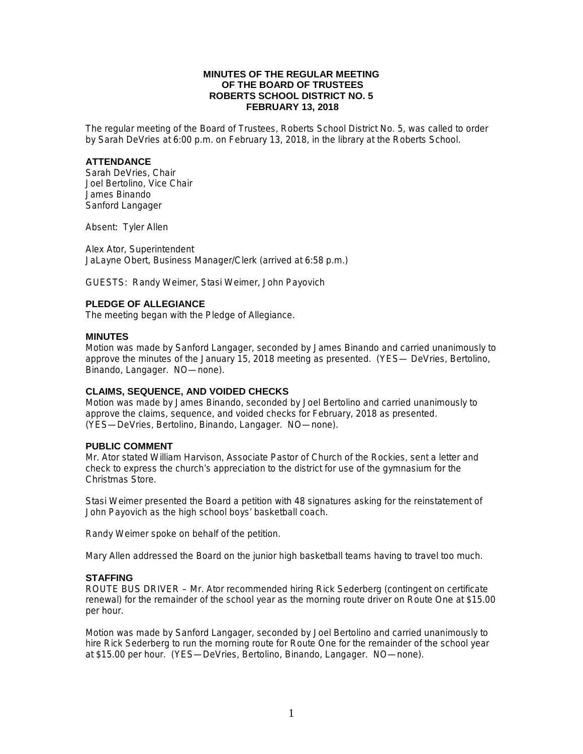# MINUTES OF THE REGULAR MEETING OF THE BOARD OF TRUSTEES ROBERTS SCHOOL DISTRICT NO. 5 FEBRUARY 13, 2018

The regular meeting of the Board of Trustees, Roberts School District No. 5, was called to order by Sarah DeVries at 6:00 p.m. on February 13, 2018, in the library at the Roberts School.

## ATTENDANCE

Sarah DeVries, Chair
Joel Bertolino, Vice Chair
James Binando
Sanford Langager

Absent: Tyler Allen

Alex Ator, Superintendent
JaLayne Obert, Business Manager/Clerk (arrived at 6:58 p.m.)

GUESTS: Randy Weimer, Stasi Weimer, John Payovich

## PLEDGE OF ALLEGIANCE

The meeting began with the Pledge of Allegiance.

## MINUTES

Motion was made by Sanford Langager, seconded by James Binando and carried unanimously to approve the minutes of the January 15, 2018 meeting as presented. (YES— DeVries, Bertolino, Binando, Langager. NO—none).

## CLAIMS, SEQUENCE, AND VOIDED CHECKS

Motion was made by James Binando, seconded by Joel Bertolino and carried unanimously to approve the claims, sequence, and voided checks for February, 2018 as presented. (YES—DeVries, Bertolino, Binando, Langager. NO—none).

## PUBLIC COMMENT

Mr. Ator stated William Harvison, Associate Pastor of Church of the Rockies, sent a letter and check to express the church's appreciation to the district for use of the gymnasium for the Christmas Store.

Stasi Weimer presented the Board a petition with 48 signatures asking for the reinstatement of John Payovich as the high school boys' basketball coach.

Randy Weimer spoke on behalf of the petition.

Mary Allen addressed the Board on the junior high basketball teams having to travel too much.

## STAFFING

ROUTE BUS DRIVER – Mr. Ator recommended hiring Rick Sederberg (contingent on certificate renewal) for the remainder of the school year as the morning route driver on Route One at $15.00 per hour.

Motion was made by Sanford Langager, seconded by Joel Bertolino and carried unanimously to hire Rick Sederberg to run the morning route for Route One for the remainder of the school year at $15.00 per hour. (YES—DeVries, Bertolino, Binando, Langager. NO—none).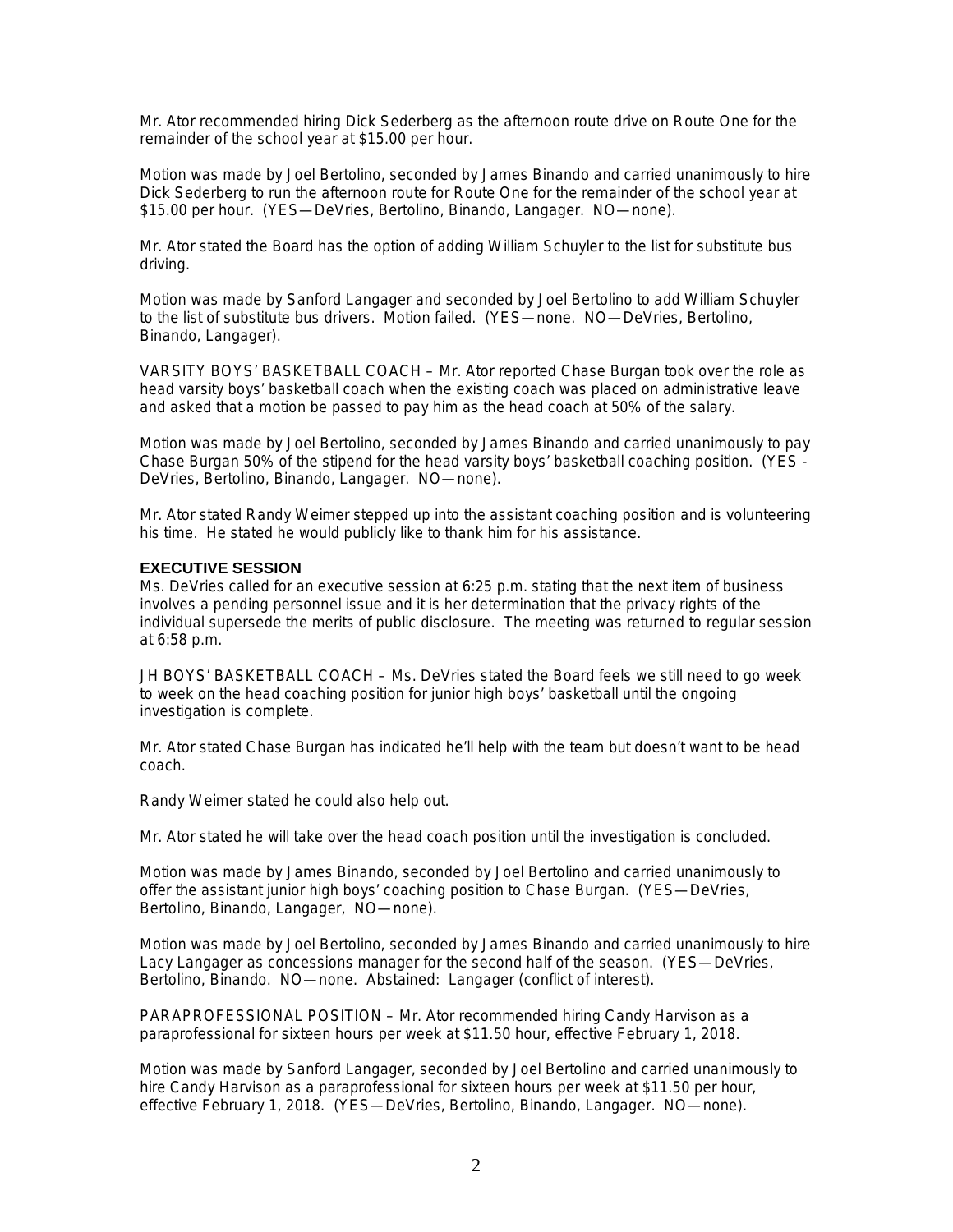Mr. Ator recommended hiring Dick Sederberg as the afternoon route drive on Route One for the remainder of the school year at $15.00 per hour.

Motion was made by Joel Bertolino, seconded by James Binando and carried unanimously to hire Dick Sederberg to run the afternoon route for Route One for the remainder of the school year at $15.00 per hour. (YES—DeVries, Bertolino, Binando, Langager. NO—none).

Mr. Ator stated the Board has the option of adding William Schuyler to the list for substitute bus driving.

Motion was made by Sanford Langager and seconded by Joel Bertolino to add William Schuyler to the list of substitute bus drivers. Motion failed. (YES—none. NO—DeVries, Bertolino, Binando, Langager).

VARSITY BOYS' BASKETBALL COACH – Mr. Ator reported Chase Burgan took over the role as head varsity boys' basketball coach when the existing coach was placed on administrative leave and asked that a motion be passed to pay him as the head coach at 50% of the salary.

Motion was made by Joel Bertolino, seconded by James Binando and carried unanimously to pay Chase Burgan 50% of the stipend for the head varsity boys' basketball coaching position. (YES - DeVries, Bertolino, Binando, Langager. NO—none).

Mr. Ator stated Randy Weimer stepped up into the assistant coaching position and is volunteering his time. He stated he would publicly like to thank him for his assistance.

**EXECUTIVE SESSION**

Ms. DeVries called for an executive session at 6:25 p.m. stating that the next item of business involves a pending personnel issue and it is her determination that the privacy rights of the individual supersede the merits of public disclosure. The meeting was returned to regular session at 6:58 p.m.

JH BOYS' BASKETBALL COACH – Ms. DeVries stated the Board feels we still need to go week to week on the head coaching position for junior high boys' basketball until the ongoing investigation is complete.

Mr. Ator stated Chase Burgan has indicated he'll help with the team but doesn't want to be head coach.

Randy Weimer stated he could also help out.

Mr. Ator stated he will take over the head coach position until the investigation is concluded.

Motion was made by James Binando, seconded by Joel Bertolino and carried unanimously to offer the assistant junior high boys' coaching position to Chase Burgan. (YES—DeVries, Bertolino, Binando, Langager, NO—none).

Motion was made by Joel Bertolino, seconded by James Binando and carried unanimously to hire Lacy Langager as concessions manager for the second half of the season. (YES—DeVries, Bertolino, Binando. NO—none. Abstained: Langager (conflict of interest).

PARAPROFESSIONAL POSITION – Mr. Ator recommended hiring Candy Harvison as a paraprofessional for sixteen hours per week at $11.50 hour, effective February 1, 2018.

Motion was made by Sanford Langager, seconded by Joel Bertolino and carried unanimously to hire Candy Harvison as a paraprofessional for sixteen hours per week at $11.50 per hour, effective February 1, 2018. (YES—DeVries, Bertolino, Binando, Langager. NO—none).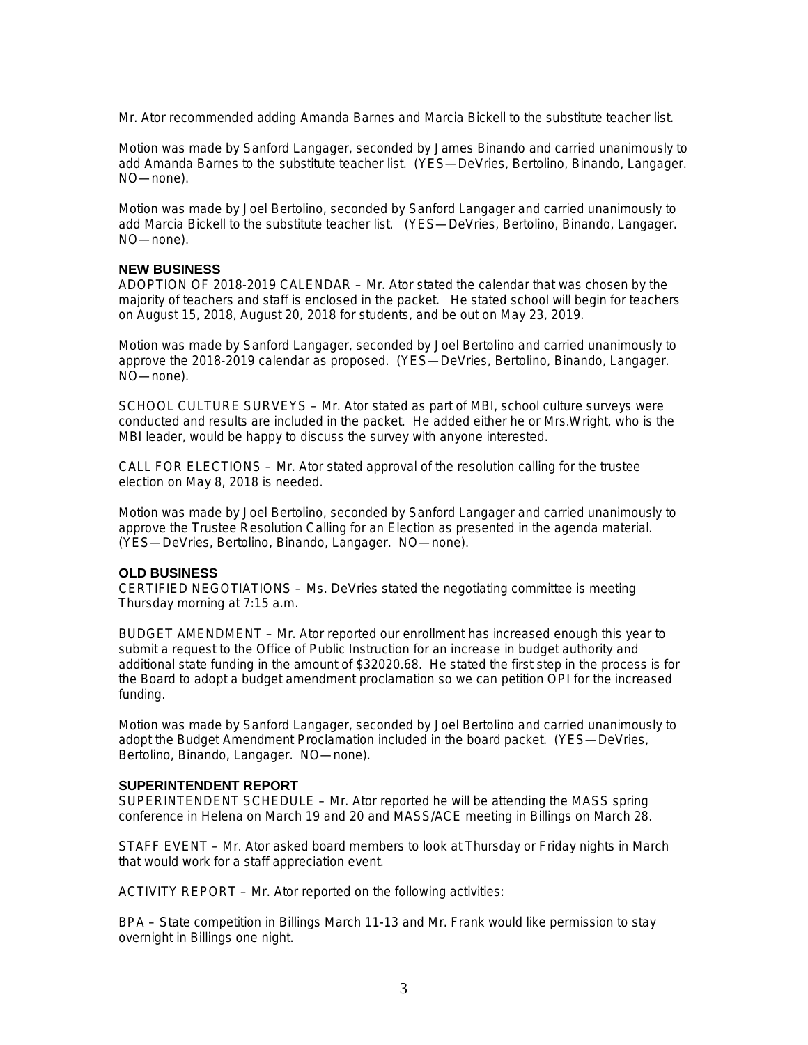Mr. Ator recommended adding Amanda Barnes and Marcia Bickell to the substitute teacher list.

Motion was made by Sanford Langager, seconded by James Binando and carried unanimously to add Amanda Barnes to the substitute teacher list. (YES—DeVries, Bertolino, Binando, Langager. NO—none).

Motion was made by Joel Bertolino, seconded by Sanford Langager and carried unanimously to add Marcia Bickell to the substitute teacher list. (YES—DeVries, Bertolino, Binando, Langager. NO—none).

**NEW BUSINESS**

ADOPTION OF 2018-2019 CALENDAR – Mr. Ator stated the calendar that was chosen by the majority of teachers and staff is enclosed in the packet. He stated school will begin for teachers on August 15, 2018, August 20, 2018 for students, and be out on May 23, 2019.

Motion was made by Sanford Langager, seconded by Joel Bertolino and carried unanimously to approve the 2018-2019 calendar as proposed. (YES—DeVries, Bertolino, Binando, Langager. NO—none).

SCHOOL CULTURE SURVEYS – Mr. Ator stated as part of MBI, school culture surveys were conducted and results are included in the packet. He added either he or Mrs.Wright, who is the MBI leader, would be happy to discuss the survey with anyone interested.

CALL FOR ELECTIONS – Mr. Ator stated approval of the resolution calling for the trustee election on May 8, 2018 is needed.

Motion was made by Joel Bertolino, seconded by Sanford Langager and carried unanimously to approve the Trustee Resolution Calling for an Election as presented in the agenda material. (YES—DeVries, Bertolino, Binando, Langager. NO—none).

**OLD BUSINESS**

CERTIFIED NEGOTIATIONS – Ms. DeVries stated the negotiating committee is meeting Thursday morning at 7:15 a.m.

BUDGET AMENDMENT – Mr. Ator reported our enrollment has increased enough this year to submit a request to the Office of Public Instruction for an increase in budget authority and additional state funding in the amount of $32020.68. He stated the first step in the process is for the Board to adopt a budget amendment proclamation so we can petition OPI for the increased funding.

Motion was made by Sanford Langager, seconded by Joel Bertolino and carried unanimously to adopt the Budget Amendment Proclamation included in the board packet. (YES—DeVries, Bertolino, Binando, Langager. NO—none).

**SUPERINTENDENT REPORT**

SUPERINTENDENT SCHEDULE – Mr. Ator reported he will be attending the MASS spring conference in Helena on March 19 and 20 and MASS/ACE meeting in Billings on March 28.

STAFF EVENT – Mr. Ator asked board members to look at Thursday or Friday nights in March that would work for a staff appreciation event.

ACTIVITY REPORT – Mr. Ator reported on the following activities:

BPA – State competition in Billings March 11-13 and Mr. Frank would like permission to stay overnight in Billings one night.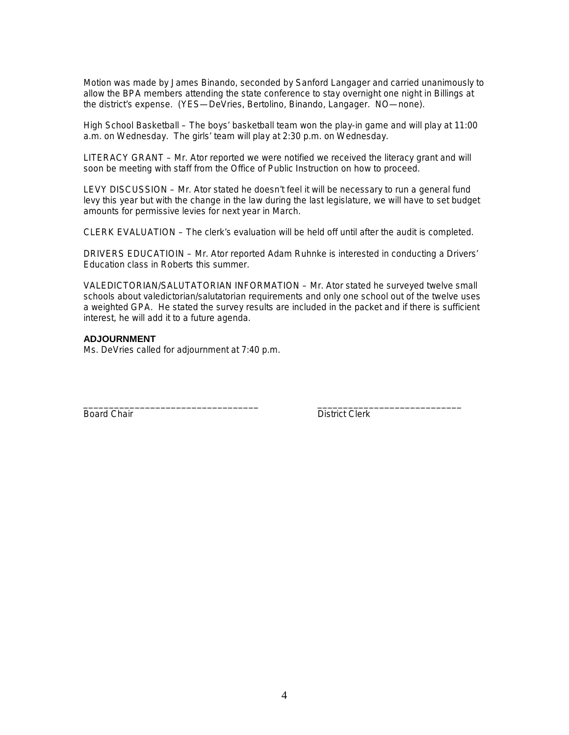Motion was made by James Binando, seconded by Sanford Langager and carried unanimously to allow the BPA members attending the state conference to stay overnight one night in Billings at the district's expense. (YES—DeVries, Bertolino, Binando, Langager. NO—none).

High School Basketball – The boys' basketball team won the play-in game and will play at 11:00 a.m. on Wednesday. The girls' team will play at 2:30 p.m. on Wednesday.

LITERACY GRANT – Mr. Ator reported we were notified we received the literacy grant and will soon be meeting with staff from the Office of Public Instruction on how to proceed.

LEVY DISCUSSION – Mr. Ator stated he doesn't feel it will be necessary to run a general fund levy this year but with the change in the law during the last legislature, we will have to set budget amounts for permissive levies for next year in March.

CLERK EVALUATION – The clerk's evaluation will be held off until after the audit is completed.

DRIVERS EDUCATIOIN – Mr. Ator reported Adam Ruhnke is interested in conducting a Drivers' Education class in Roberts this summer.

VALEDICTORIAN/SALUTATORIAN INFORMATION – Mr. Ator stated he surveyed twelve small schools about valedictorian/salutatorian requirements and only one school out of the twelve uses a weighted GPA. He stated the survey results are included in the packet and if there is sufficient interest, he will add it to a future agenda.

**ADJOURNMENT**

Ms. DeVries called for adjournment at 7:40 p.m.

___________________________________ Board Chair

____________________________ District Clerk